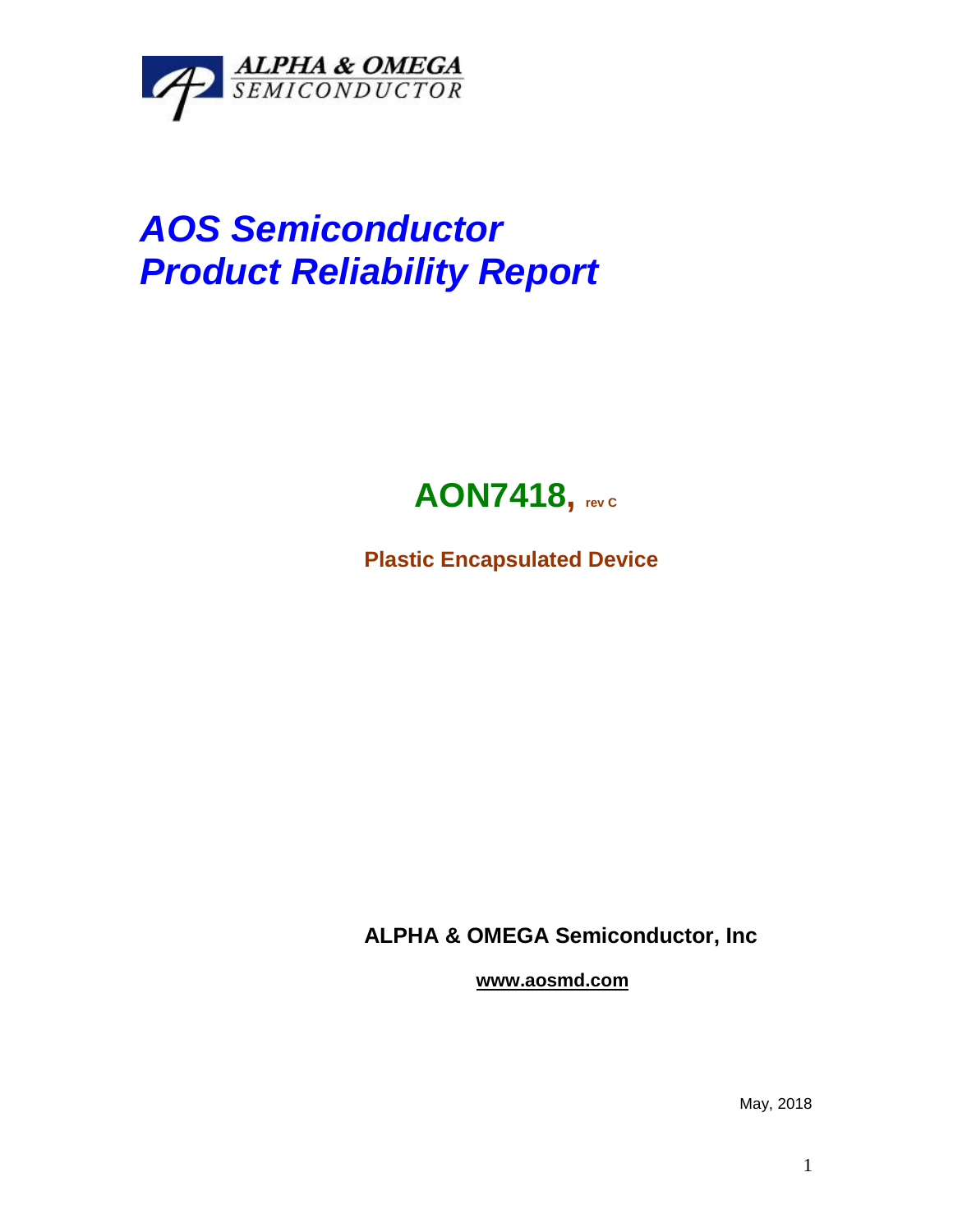ALPHA & OMEGA
SEMICONDUCTOR

# *AOS Semiconductor*
# *Product Reliability Report*

## AON7418, rev C

**Plastic Encapsulated Device**

**ALPHA & OMEGA Semiconductor, Inc**

**www.aosmd.com**

May, 2018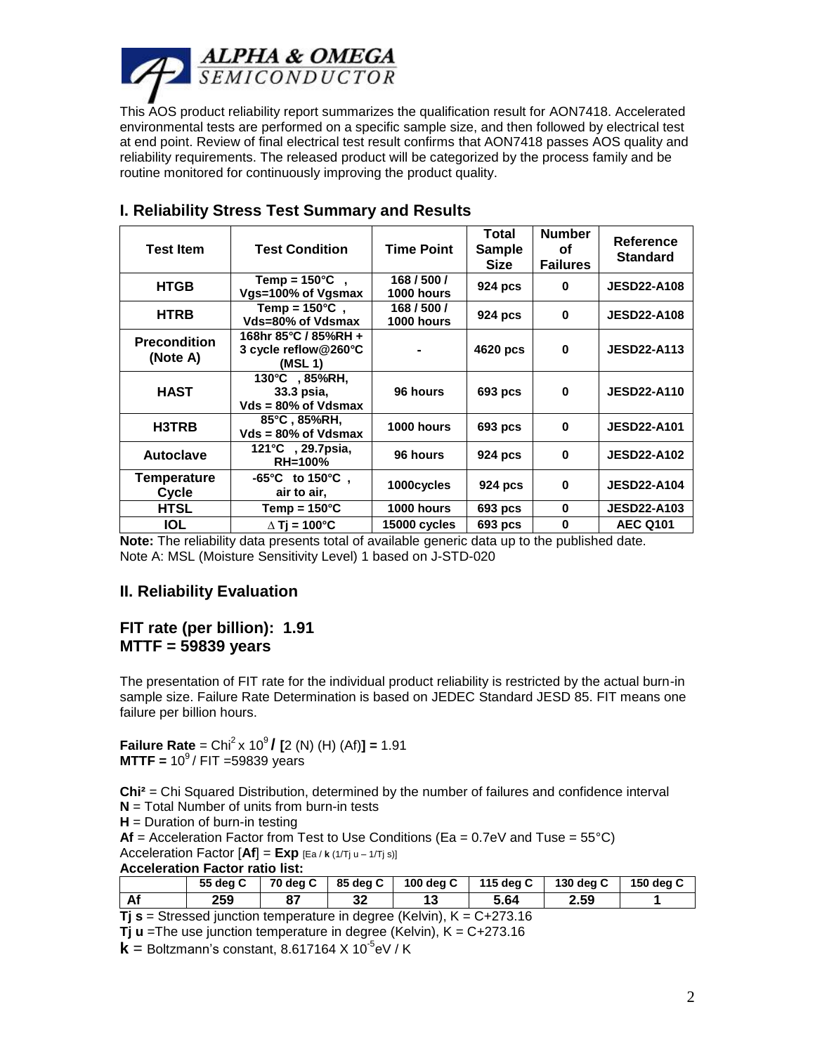**ALPHA & OMEGA SEMICONDUCTOR**

This AOS product reliability report summarizes the qualification result for AON7418. Accelerated environmental tests are performed on a specific sample size, and then followed by electrical test at end point. Review of final electrical test result confirms that AON7418 passes AOS quality and reliability requirements. The released product will be categorized by the process family and be routine monitored for continuously improving the product quality.

## I. Reliability Stress Test Summary and Results

| Test Item | Test Condition | Time Point | Total Sample Size | Number of Failures | Reference Standard |
|---|---|---|---|---|---|
| HTGB | Temp = 150°C , Vgs=100% of Vgsmax | 168 / 500 / 1000 hours | 924 pcs | 0 | JESD22-A108 |
| HTRB | Temp = 150°C , Vds=80% of Vdsmax | 168 / 500 / 1000 hours | 924 pcs | 0 | JESD22-A108 |
| Precondition (Note A) | 168hr 85°C / 85%RH + 3 cycle reflow@260°C (MSL 1) | - | 4620 pcs | 0 | JESD22-A113 |
| HAST | 130°C , 85%RH, 33.3 psia, Vds = 80% of Vdsmax | 96 hours | 693 pcs | 0 | JESD22-A110 |
| H3TRB | 85°C , 85%RH, Vds = 80% of Vdsmax | 1000 hours | 693 pcs | 0 | JESD22-A101 |
| Autoclave | 121°C , 29.7psia, RH=100% | 96 hours | 924 pcs | 0 | JESD22-A102 |
| Temperature Cycle | -65°C to 150°C , air to air, | 1000cycles | 924 pcs | 0 | JESD22-A104 |
| HTSL | Temp = 150°C | 1000 hours | 693 pcs | 0 | JESD22-A103 |
| IOL | $\Delta$ Tj = 100°C | 15000 cycles | 693 pcs | 0 | AEC Q101 |

**Note:** The reliability data presents total of available generic data up to the published date.
Note A: MSL (Moisture Sensitivity Level) 1 based on J-STD-020

## II. Reliability Evaluation

### FIT rate (per billion): 1.91
### MTTF = 59839 years

The presentation of FIT rate for the individual product reliability is restricted by the actual burn-in sample size. Failure Rate Determination is based on JEDEC Standard JESD 85. FIT means one failure per billion hours.

**Failure Rate** = $Chi^2 \times 10^9$ **/ [**2 (N) (H) (Af)**] =** 1.91
**MTTF =** $10^9$ / FIT =59839 years

**Chi²** = Chi Squared Distribution, determined by the number of failures and confidence interval
**N** = Total Number of units from burn-in tests
**H** = Duration of burn-in testing
**Af** = Acceleration Factor from Test to Use Conditions (Ea = 0.7eV and Tuse = 55°C)
Acceleration Factor [**Af**] = **Exp** [Ea / **k** (1/Tj u – 1/Tj s)]

**Acceleration Factor ratio list:**

| | 55 deg C | 70 deg C | 85 deg C | 100 deg C | 115 deg C | 130 deg C | 150 deg C |
|---|---|---|---|---|---|---|---|
| Af | 259 | 87 | 32 | 13 | 5.64 | 2.59 | 1 |

**Tj s** = Stressed junction temperature in degree (Kelvin), K = C+273.16
**Tj u** =The use junction temperature in degree (Kelvin), K = C+273.16
**k** = Boltzmann's constant, $8.617164 \times 10^{-5}$eV / K